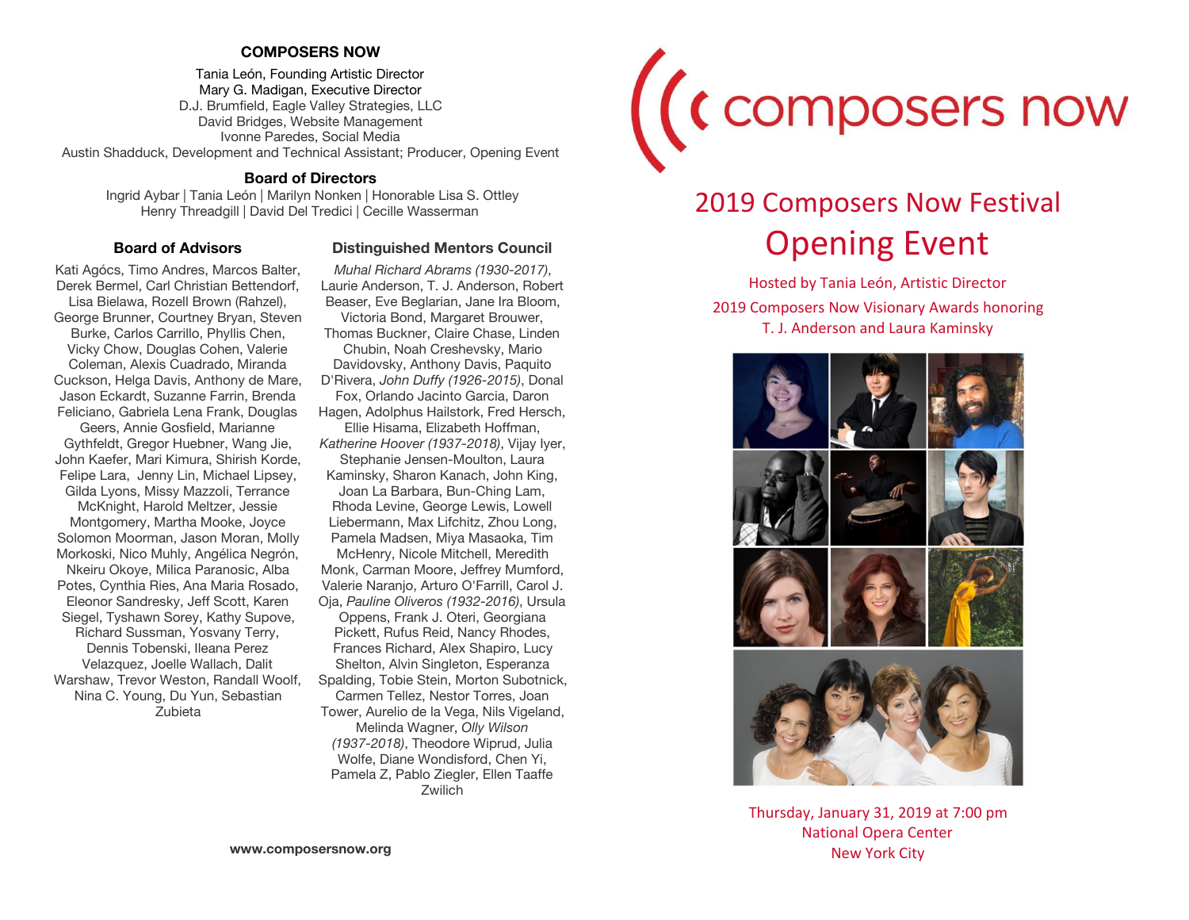## COMPOSERS NOW

Tania León, Founding Artistic Director
Mary G. Madigan, Executive Director
D.J. Brumfield, Eagle Valley Strategies, LLC
David Bridges, Website Management
Ivonne Paredes, Social Media
Austin Shadduck, Development and Technical Assistant; Producer, Opening Event

### Board of Directors

Ingrid Aybar | Tania León | Marilyn Nonken | Honorable Lisa S. Ottley
Henry Threadgill | David Del Tredici | Cecille Wasserman

### Board of Advisors

Kati Agócs, Timo Andres, Marcos Balter, Derek Bermel, Carl Christian Bettendorf, Lisa Bielawa, Rozell Brown (Rahzel), George Brunner, Courtney Bryan, Steven Burke, Carlos Carrillo, Phyllis Chen, Vicky Chow, Douglas Cohen, Valerie Coleman, Alexis Cuadrado, Miranda Cuckson, Helga Davis, Anthony de Mare, Jason Eckardt, Suzanne Farrin, Brenda Feliciano, Gabriela Lena Frank, Douglas Geers, Annie Gosfield, Marianne Gythfeldt, Gregor Huebner, Wang Jie, John Kaefer, Mari Kimura, Shirish Korde, Felipe Lara, Jenny Lin, Michael Lipsey, Gilda Lyons, Missy Mazzoli, Terrance McKnight, Harold Meltzer, Jessie Montgomery, Martha Mooke, Joyce Solomon Moorman, Jason Moran, Molly Morkoski, Nico Muhly, Angélica Negrón, Nkeiru Okoye, Milica Paranosic, Alba Potes, Cynthia Ries, Ana Maria Rosado, Eleonor Sandresky, Jeff Scott, Karen Siegel, Tyshawn Sorey, Kathy Supove, Richard Sussman, Yosvany Terry, Dennis Tobenski, Ileana Perez Velazquez, Joelle Wallach, Dalit Warshaw, Trevor Weston, Randall Woolf, Nina C. Young, Du Yun, Sebastian Zubieta

### Distinguished Mentors Council

*Muhal Richard Abrams (1930-2017)*, Laurie Anderson, T. J. Anderson, Robert Beaser, Eve Beglarian, Jane Ira Bloom, Victoria Bond, Margaret Brouwer, Thomas Buckner, Claire Chase, Linden Chubin, Noah Creshevsky, Mario Davidovsky, Anthony Davis, Paquito D'Rivera, *John Duffy (1926-2015)*, Donal Fox, Orlando Jacinto Garcia, Daron Hagen, Adolphus Hailstork, Fred Hersch, Ellie Hisama, Elizabeth Hoffman, *Katherine Hoover (1937-2018)*, Vijay Iyer, Stephanie Jensen-Moulton, Laura Kaminsky, Sharon Kanach, John King, Joan La Barbara, Bun-Ching Lam, Rhoda Levine, George Lewis, Lowell Liebermann, Max Lifchitz, Zhou Long, Pamela Madsen, Miya Masaoka, Tim McHenry, Nicole Mitchell, Meredith Monk, Carman Moore, Jeffrey Mumford, Valerie Naranjo, Arturo O'Farrill, Carol J. Oja, *Pauline Oliveros (1932-2016)*, Ursula Oppens, Frank J. Oteri, Georgiana Pickett, Rufus Reid, Nancy Rhodes, Frances Richard, Alex Shapiro, Lucy Shelton, Alvin Singleton, Esperanza Spalding, Tobie Stein, Morton Subotnick, Carmen Tellez, Nestor Torres, Joan Tower, Aurelio de la Vega, Nils Vigeland, Melinda Wagner, *Olly Wilson (1937-2018)*, Theodore Wiprud, Julia Wolfe, Diane Wondisford, Chen Yi, Pamela Z, Pablo Ziegler, Ellen Taaffe Zwilich

**www.composersnow.org**

# composers now

## 2019 Composers Now Festival

# Opening Event

Hosted by Tania León, Artistic Director

2019 Composers Now Visionary Awards honoring
T. J. Anderson and Laura Kaminsky

Thursday, January 31, 2019 at 7:00 pm
National Opera Center
New York City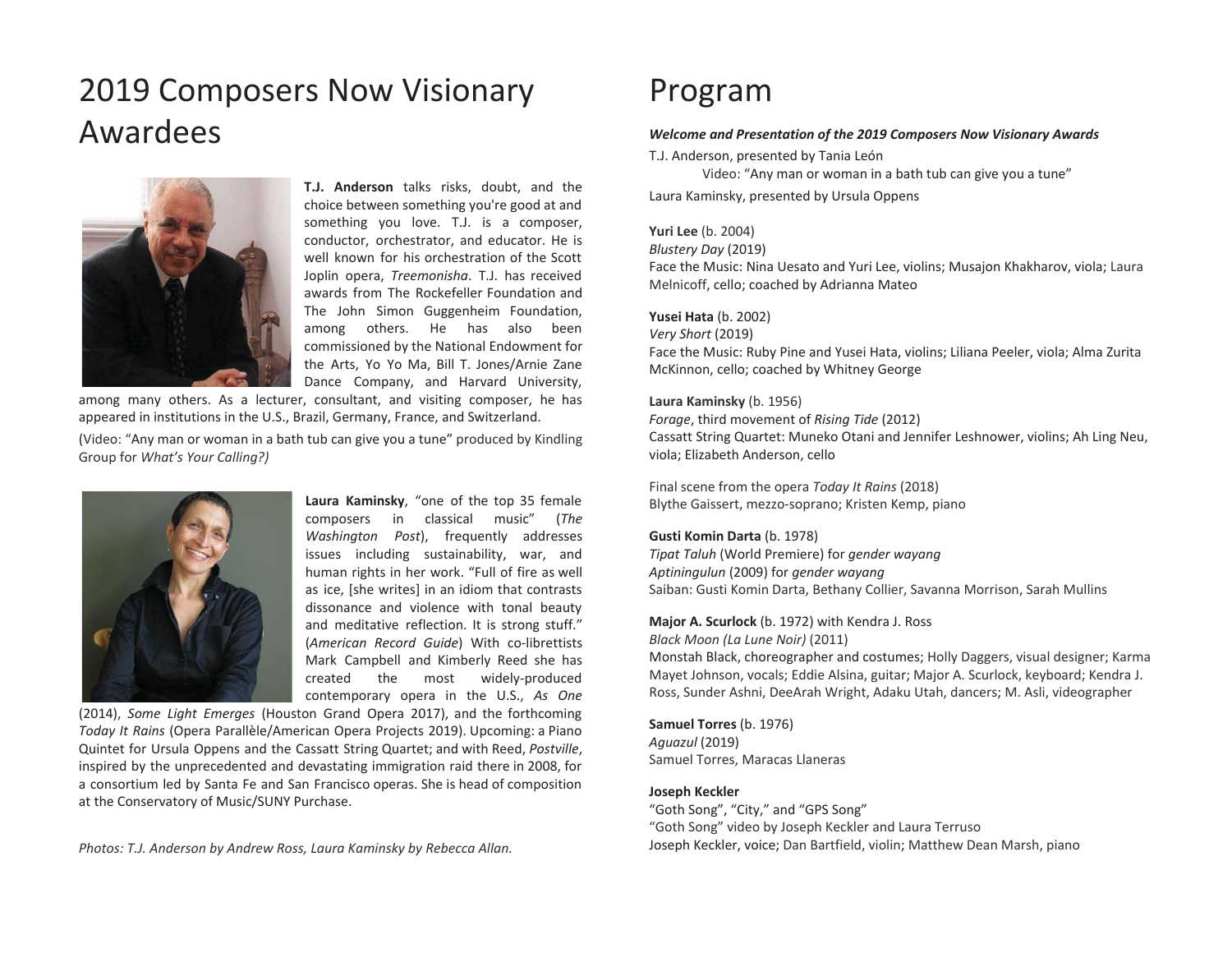# 2019 Composers Now Visionary Awardees

**T.J. Anderson** talks risks, doubt, and the choice between something you're good at and something you love. T.J. is a composer, conductor, orchestrator, and educator. He is well known for his orchestration of the Scott Joplin opera, *Treemonisha*. T.J. has received awards from The Rockefeller Foundation and The John Simon Guggenheim Foundation, among others. He has also been commissioned by the National Endowment for the Arts, Yo Yo Ma, Bill T. Jones/Arnie Zane Dance Company, and Harvard University, among many others. As a lecturer, consultant, and visiting composer, he has appeared in institutions in the U.S., Brazil, Germany, France, and Switzerland.

(Video: "Any man or woman in a bath tub can give you a tune" produced by Kindling Group for *What's Your Calling?)*

**Laura Kaminsky**, "one of the top 35 female composers in classical music" (*The Washington Post*), frequently addresses issues including sustainability, war, and human rights in her work. "Full of fire as well as ice, [she writes] in an idiom that contrasts dissonance and violence with tonal beauty and meditative reflection. It is strong stuff." (*American Record Guide*) With co-librettists Mark Campbell and Kimberly Reed she has created the most widely-produced contemporary opera in the U.S., *As One* (2014), *Some Light Emerges* (Houston Grand Opera 2017), and the forthcoming *Today It Rains* (Opera Parallèle/American Opera Projects 2019). Upcoming: a Piano Quintet for Ursula Oppens and the Cassatt String Quartet; and with Reed, *Postville*, inspired by the unprecedented and devastating immigration raid there in 2008, for a consortium led by Santa Fe and San Francisco operas. She is head of composition at the Conservatory of Music/SUNY Purchase.

*Photos: T.J. Anderson by Andrew Ross, Laura Kaminsky by Rebecca Allan.*

# Program

***Welcome and Presentation of the 2019 Composers Now Visionary Awards***

T.J. Anderson, presented by Tania León
Video: "Any man or woman in a bath tub can give you a tune"
Laura Kaminsky, presented by Ursula Oppens

**Yuri Lee** (b. 2004)
*Blustery Day* (2019)
Face the Music: Nina Uesato and Yuri Lee, violins; Musajon Khakharov, viola; Laura Melnicoff, cello; coached by Adrianna Mateo

**Yusei Hata** (b. 2002)
*Very Short* (2019)
Face the Music: Ruby Pine and Yusei Hata, violins; Liliana Peeler, viola; Alma Zurita McKinnon, cello; coached by Whitney George

**Laura Kaminsky** (b. 1956)
*Forage*, third movement of *Rising Tide* (2012)
Cassatt String Quartet: Muneko Otani and Jennifer Leshnower, violins; Ah Ling Neu, viola; Elizabeth Anderson, cello

Final scene from the opera *Today It Rains* (2018)
Blythe Gaissert, mezzo-soprano; Kristen Kemp, piano

**Gusti Komin Darta** (b. 1978)
*Tipat Taluh* (World Premiere) for *gender wayang*
*Aptiningulun* (2009) for *gender wayang*
Saiban: Gusti Komin Darta, Bethany Collier, Savanna Morrison, Sarah Mullins

**Major A. Scurlock** (b. 1972) with Kendra J. Ross
*Black Moon (La Lune Noir)* (2011)
Monstah Black, choreographer and costumes; Holly Daggers, visual designer; Karma Mayet Johnson, vocals; Eddie Alsina, guitar; Major A. Scurlock, keyboard; Kendra J. Ross, Sunder Ashni, DeeArah Wright, Adaku Utah, dancers; M. Asli, videographer

**Samuel Torres** (b. 1976)
*Aguazul* (2019)
Samuel Torres, Maracas Llaneras

**Joseph Keckler**
"Goth Song", "City," and "GPS Song"
"Goth Song" video by Joseph Keckler and Laura Terruso
Joseph Keckler, voice; Dan Bartfield, violin; Matthew Dean Marsh, piano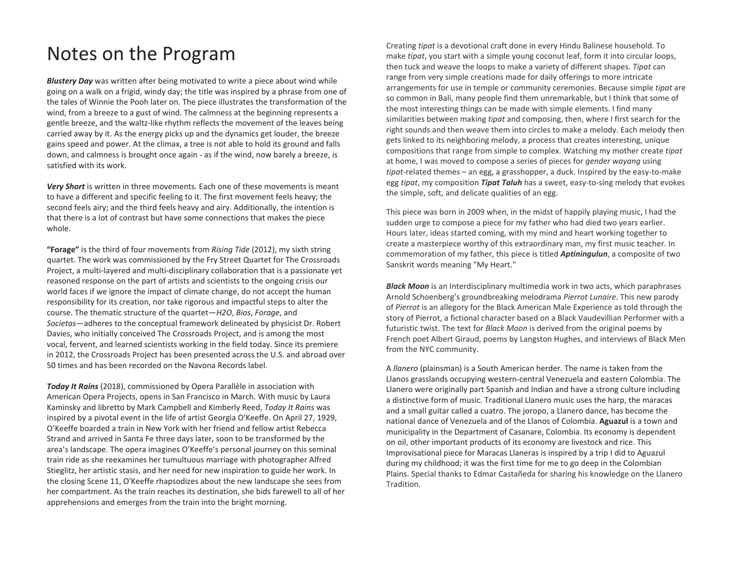# Notes on the Program

***Blustery Day*** was written after being motivated to write a piece about wind while going on a walk on a frigid, windy day; the title was inspired by a phrase from one of the tales of Winnie the Pooh later on. The piece illustrates the transformation of the wind, from a breeze to a gust of wind. The calmness at the beginning represents a gentle breeze, and the waltz-like rhythm reflects the movement of the leaves being carried away by it. As the energy picks up and the dynamics get louder, the breeze gains speed and power. At the climax, a tree is not able to hold its ground and falls down, and calmness is brought once again - as if the wind, now barely a breeze, is satisfied with its work.

***Very Short*** is written in three movements. Each one of these movements is meant to have a different and specific feeling to it. The first movement feels heavy; the second feels airy; and the third feels heavy and airy. Additionally, the intention is that there is a lot of contrast but have some connections that makes the piece whole.

**"Forage"** is the third of four movements from *Rising Tide* (2012), my sixth string quartet. The work was commissioned by the Fry Street Quartet for The Crossroads Project, a multi-layered and multi-disciplinary collaboration that is a passionate yet reasoned response on the part of artists and scientists to the ongoing crisis our world faces if we ignore the impact of climate change, do not accept the human responsibility for its creation, nor take rigorous and impactful steps to alter the course. The thematic structure of the quartet—*H2O*, *Bios*, *Forage*, and *Societas*—adheres to the conceptual framework delineated by physicist Dr. Robert Davies, who initially conceived The Crossroads Project, and is among the most vocal, fervent, and learned scientists working in the field today. Since its premiere in 2012, the Crossroads Project has been presented across the U.S. and abroad over 50 times and has been recorded on the Navona Records label.

***Today It Rains*** (2018), commissioned by Opera Parallèle in association with American Opera Projects, opens in San Francisco in March. With music by Laura Kaminsky and libretto by Mark Campbell and Kimberly Reed, *Today It Rains* was inspired by a pivotal event in the life of artist Georgia O'Keeffe. On April 27, 1929, O'Keeffe boarded a train in New York with her friend and fellow artist Rebecca Strand and arrived in Santa Fe three days later, soon to be transformed by the area's landscape. The opera imagines O'Keeffe's personal journey on this seminal train ride as she reexamines her tumultuous marriage with photographer Alfred Stieglitz, her artistic stasis, and her need for new inspiration to guide her work. In the closing Scene 11, O'Keeffe rhapsodizes about the new landscape she sees from her compartment. As the train reaches its destination, she bids farewell to all of her apprehensions and emerges from the train into the bright morning.

Creating *tipat* is a devotional craft done in every Hindu Balinese household. To make *tipat*, you start with a simple young coconut leaf, form it into circular loops, then tuck and weave the loops to make a variety of different shapes. *Tipat* can range from very simple creations made for daily offerings to more intricate arrangements for use in temple or community ceremonies. Because simple *tipat* are so common in Bali, many people find them unremarkable, but I think that some of the most interesting things can be made with simple elements. I find many similarities between making *tipat* and composing, then, where I first search for the right sounds and then weave them into circles to make a melody. Each melody then gets linked to its neighboring melody, a process that creates interesting, unique compositions that range from simple to complex. Watching my mother create *tipat* at home, I was moved to compose a series of pieces for *gender wayang* using *tipat*-related themes – an egg, a grasshopper, a duck. Inspired by the easy-to-make egg *tipat*, my composition ***Tipat Taluh*** has a sweet, easy-to-sing melody that evokes the simple, soft, and delicate qualities of an egg.

This piece was born in 2009 when, in the midst of happily playing music, I had the sudden urge to compose a piece for my father who had died two years earlier. Hours later, ideas started coming, with my mind and heart working together to create a masterpiece worthy of this extraordinary man, my first music teacher. In commemoration of my father, this piece is titled ***Aptiningulun***, a composite of two Sanskrit words meaning "My Heart."

***Black Moon*** is an Interdisciplinary multimedia work in two acts, which paraphrases Arnold Schoenberg's groundbreaking melodrama *Pierrot Lunaire*. This new parody of *Pierrot* is an allegory for the Black American Male Experience as told through the story of Pierrot, a fictional character based on a Black Vaudevillian Performer with a futuristic twist. The text for *Black Moon* is derived from the original poems by French poet Albert Giraud, poems by Langston Hughes, and interviews of Black Men from the NYC community.

A *llanero* (plainsman) is a South American herder. The name is taken from the Llanos grasslands occupying western-central Venezuela and eastern Colombia. The Llanero were originally part Spanish and Indian and have a strong culture including a distinctive form of music. Traditional Llanero music uses the harp, the maracas and a small guitar called a cuatro. The joropo, a Llanero dance, has become the national dance of Venezuela and of the Llanos of Colombia. **Aguazul** is a town and municipality in the Department of Casanare, Colombia. Its economy is dependent on oil, other important products of its economy are livestock and rice. This Improvisational piece for Maracas Llaneras is inspired by a trip I did to Aguazul during my childhood; it was the first time for me to go deep in the Colombian Plains. Special thanks to Edmar Castañeda for sharing his knowledge on the Llanero Tradition.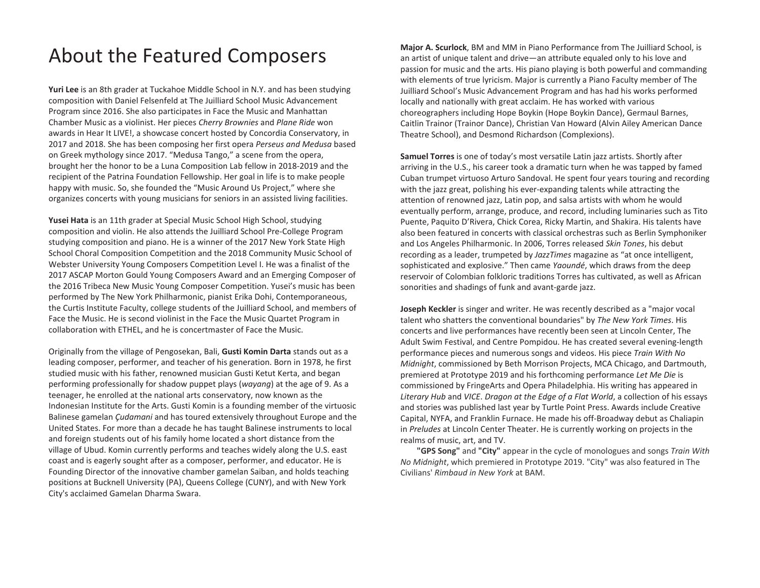# About the Featured Composers

**Yuri Lee** is an 8th grader at Tuckahoe Middle School in N.Y. and has been studying composition with Daniel Felsenfeld at The Juilliard School Music Advancement Program since 2016. She also participates in Face the Music and Manhattan Chamber Music as a violinist. Her pieces *Cherry Brownies* and *Plane Ride* won awards in Hear It LIVE!, a showcase concert hosted by Concordia Conservatory, in 2017 and 2018. She has been composing her first opera *Perseus and Medusa* based on Greek mythology since 2017. "Medusa Tango," a scene from the opera, brought her the honor to be a Luna Composition Lab fellow in 2018-2019 and the recipient of the Patrina Foundation Fellowship. Her goal in life is to make people happy with music. So, she founded the "Music Around Us Project," where she organizes concerts with young musicians for seniors in an assisted living facilities.

**Yusei Hata** is an 11th grader at Special Music School High School, studying composition and violin. He also attends the Juilliard School Pre-College Program studying composition and piano. He is a winner of the 2017 New York State High School Choral Composition Competition and the 2018 Community Music School of Webster University Young Composers Competition Level I. He was a finalist of the 2017 ASCAP Morton Gould Young Composers Award and an Emerging Composer of the 2016 Tribeca New Music Young Composer Competition. Yusei's music has been performed by The New York Philharmonic, pianist Erika Dohi, Contemporaneous, the Curtis Institute Faculty, college students of the Juilliard School, and members of Face the Music. He is second violinist in the Face the Music Quartet Program in collaboration with ETHEL, and he is concertmaster of Face the Music.

Originally from the village of Pengosekan, Bali, **Gusti Komin Darta** stands out as a leading composer, performer, and teacher of his generation. Born in 1978, he first studied music with his father, renowned musician Gusti Ketut Kerta, and began performing professionally for shadow puppet plays (*wayang*) at the age of 9. As a teenager, he enrolled at the national arts conservatory, now known as the Indonesian Institute for the Arts. Gusti Komin is a founding member of the virtuosic Balinese gamelan *Çudamani* and has toured extensively throughout Europe and the United States. For more than a decade he has taught Balinese instruments to local and foreign students out of his family home located a short distance from the village of Ubud. Komin currently performs and teaches widely along the U.S. east coast and is eagerly sought after as a composer, performer, and educator. He is Founding Director of the innovative chamber gamelan Saiban, and holds teaching positions at Bucknell University (PA), Queens College (CUNY), and with New York City's acclaimed Gamelan Dharma Swara.

**Major A. Scurlock**, BM and MM in Piano Performance from The Juilliard School, is an artist of unique talent and drive—an attribute equaled only to his love and passion for music and the arts. His piano playing is both powerful and commanding with elements of true lyricism. Major is currently a Piano Faculty member of The Juilliard School's Music Advancement Program and has had his works performed locally and nationally with great acclaim. He has worked with various choreographers including Hope Boykin (Hope Boykin Dance), Germaul Barnes, Caitlin Trainor (Trainor Dance), Christian Van Howard (Alvin Ailey American Dance Theatre School), and Desmond Richardson (Complexions).

**Samuel Torres** is one of today's most versatile Latin jazz artists. Shortly after arriving in the U.S., his career took a dramatic turn when he was tapped by famed Cuban trumpet virtuoso Arturo Sandoval. He spent four years touring and recording with the jazz great, polishing his ever-expanding talents while attracting the attention of renowned jazz, Latin pop, and salsa artists with whom he would eventually perform, arrange, produce, and record, including luminaries such as Tito Puente, Paquito D'Rivera, Chick Corea, Ricky Martin, and Shakira. His talents have also been featured in concerts with classical orchestras such as Berlin Symphoniker and Los Angeles Philharmonic. In 2006, Torres released *Skin Tones*, his debut recording as a leader, trumpeted by *JazzTimes* magazine as "at once intelligent, sophisticated and explosive." Then came *Yaoundé*, which draws from the deep reservoir of Colombian folkloric traditions Torres has cultivated, as well as African sonorities and shadings of funk and avant-garde jazz.

**Joseph Keckler** is singer and writer. He was recently described as a "major vocal talent who shatters the conventional boundaries" by *The New York Times*. His concerts and live performances have recently been seen at Lincoln Center, The Adult Swim Festival, and Centre Pompidou. He has created several evening-length performance pieces and numerous songs and videos. His piece *Train With No Midnight*, commissioned by Beth Morrison Projects, MCA Chicago, and Dartmouth, premiered at Prototype 2019 and his forthcoming performance *Let Me Die* is commissioned by FringeArts and Opera Philadelphia. His writing has appeared in *Literary Hub* and *VICE*. *Dragon at the Edge of a Flat World*, a collection of his essays and stories was published last year by Turtle Point Press. Awards include Creative Capital, NYFA, and Franklin Furnace. He made his off-Broadway debut as Chaliapin in *Preludes* at Lincoln Center Theater. He is currently working on projects in the realms of music, art, and TV.

**"GPS Song"** and **"City"** appear in the cycle of monologues and songs *Train With No Midnight*, which premiered in Prototype 2019. "City" was also featured in The Civilians' *Rimbaud in New York* at BAM.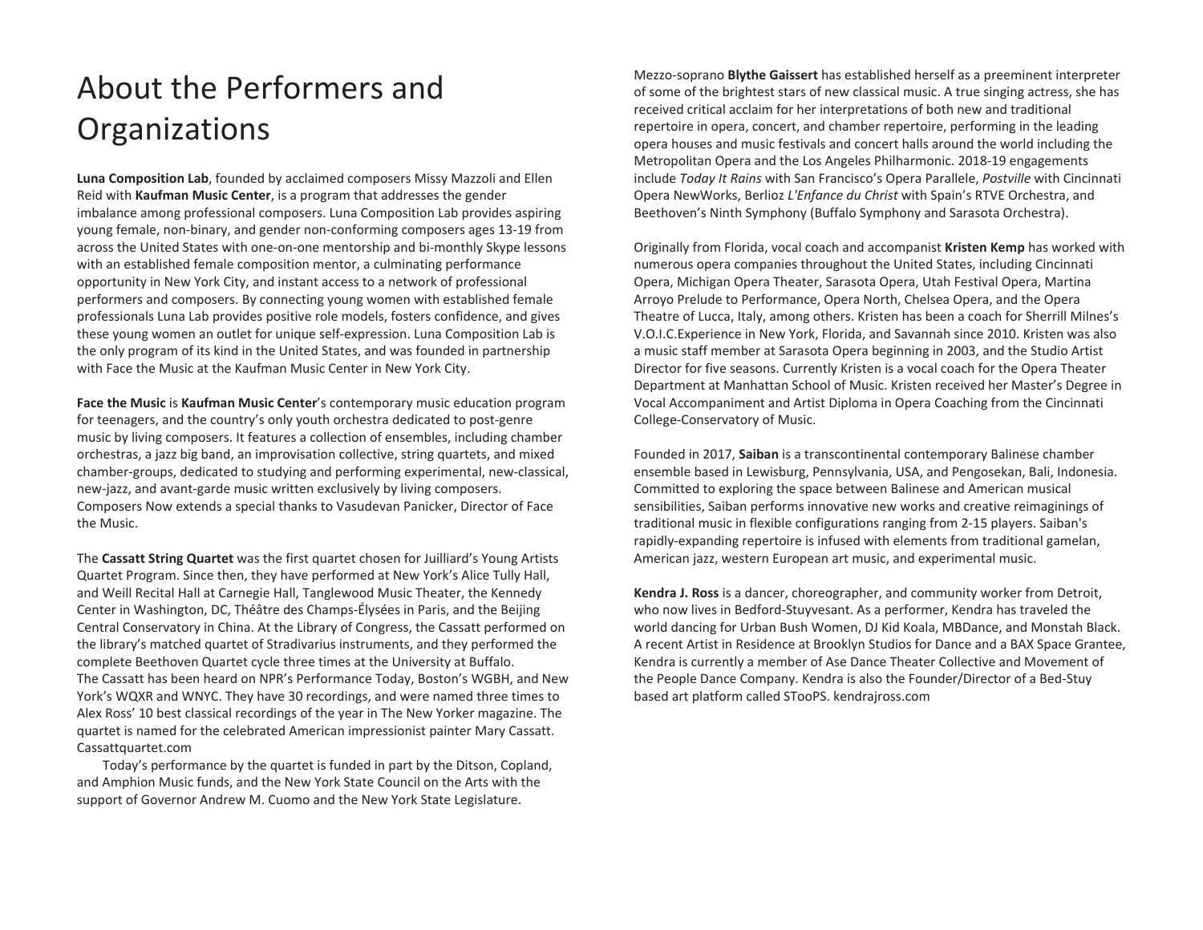# About the Performers and Organizations

**Luna Composition Lab**, founded by acclaimed composers Missy Mazzoli and Ellen Reid with **Kaufman Music Center**, is a program that addresses the gender imbalance among professional composers. Luna Composition Lab provides aspiring young female, non-binary, and gender non-conforming composers ages 13-19 from across the United States with one-on-one mentorship and bi-monthly Skype lessons with an established female composition mentor, a culminating performance opportunity in New York City, and instant access to a network of professional performers and composers. By connecting young women with established female professionals Luna Lab provides positive role models, fosters confidence, and gives these young women an outlet for unique self-expression. Luna Composition Lab is the only program of its kind in the United States, and was founded in partnership with Face the Music at the Kaufman Music Center in New York City.

**Face the Music** is **Kaufman Music Center**'s contemporary music education program for teenagers, and the country's only youth orchestra dedicated to post-genre music by living composers. It features a collection of ensembles, including chamber orchestras, a jazz big band, an improvisation collective, string quartets, and mixed chamber-groups, dedicated to studying and performing experimental, new-classical, new-jazz, and avant-garde music written exclusively by living composers. Composers Now extends a special thanks to Vasudevan Panicker, Director of Face the Music.

The **Cassatt String Quartet** was the first quartet chosen for Juilliard's Young Artists Quartet Program. Since then, they have performed at New York's Alice Tully Hall, and Weill Recital Hall at Carnegie Hall, Tanglewood Music Theater, the Kennedy Center in Washington, DC, Théâtre des Champs-Élysées in Paris, and the Beijing Central Conservatory in China. At the Library of Congress, the Cassatt performed on the library's matched quartet of Stradivarius instruments, and they performed the complete Beethoven Quartet cycle three times at the University at Buffalo. The Cassatt has been heard on NPR's Performance Today, Boston's WGBH, and New York's WQXR and WNYC. They have 30 recordings, and were named three times to Alex Ross' 10 best classical recordings of the year in The New Yorker magazine. The quartet is named for the celebrated American impressionist painter Mary Cassatt. Cassattquartet.com

Today's performance by the quartet is funded in part by the Ditson, Copland, and Amphion Music funds, and the New York State Council on the Arts with the support of Governor Andrew M. Cuomo and the New York State Legislature.

Mezzo-soprano **Blythe Gaissert** has established herself as a preeminent interpreter of some of the brightest stars of new classical music. A true singing actress, she has received critical acclaim for her interpretations of both new and traditional repertoire in opera, concert, and chamber repertoire, performing in the leading opera houses and music festivals and concert halls around the world including the Metropolitan Opera and the Los Angeles Philharmonic. 2018-19 engagements include *Today It Rains* with San Francisco's Opera Parallele, *Postville* with Cincinnati Opera NewWorks, Berlioz *L'Enfance du Christ* with Spain's RTVE Orchestra, and Beethoven's Ninth Symphony (Buffalo Symphony and Sarasota Orchestra).

Originally from Florida, vocal coach and accompanist **Kristen Kemp** has worked with numerous opera companies throughout the United States, including Cincinnati Opera, Michigan Opera Theater, Sarasota Opera, Utah Festival Opera, Martina Arroyo Prelude to Performance, Opera North, Chelsea Opera, and the Opera Theatre of Lucca, Italy, among others. Kristen has been a coach for Sherrill Milnes's V.O.I.C.Experience in New York, Florida, and Savannah since 2010. Kristen was also a music staff member at Sarasota Opera beginning in 2003, and the Studio Artist Director for five seasons. Currently Kristen is a vocal coach for the Opera Theater Department at Manhattan School of Music. Kristen received her Master's Degree in Vocal Accompaniment and Artist Diploma in Opera Coaching from the Cincinnati College-Conservatory of Music.

Founded in 2017, **Saiban** is a transcontinental contemporary Balinese chamber ensemble based in Lewisburg, Pennsylvania, USA, and Pengosekan, Bali, Indonesia. Committed to exploring the space between Balinese and American musical sensibilities, Saiban performs innovative new works and creative reimaginings of traditional music in flexible configurations ranging from 2-15 players. Saiban's rapidly-expanding repertoire is infused with elements from traditional gamelan, American jazz, western European art music, and experimental music.

**Kendra J. Ross** is a dancer, choreographer, and community worker from Detroit, who now lives in Bedford-Stuyvesant. As a performer, Kendra has traveled the world dancing for Urban Bush Women, DJ Kid Koala, MBDance, and Monstah Black. A recent Artist in Residence at Brooklyn Studios for Dance and a BAX Space Grantee, Kendra is currently a member of Ase Dance Theater Collective and Movement of the People Dance Company. Kendra is also the Founder/Director of a Bed-Stuy based art platform called STooPS. kendrajross.com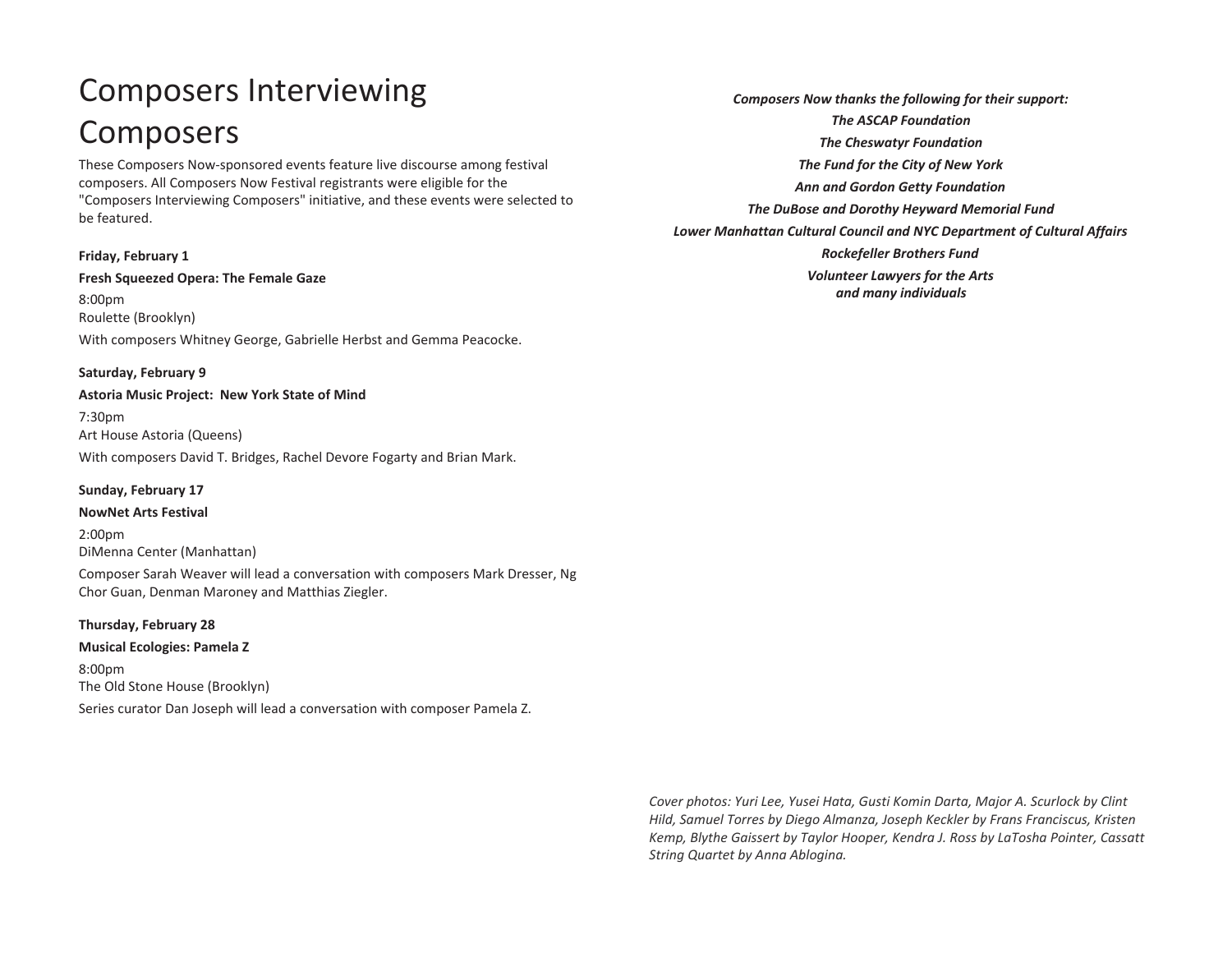# Composers Interviewing Composers

These Composers Now-sponsored events feature live discourse among festival composers. All Composers Now Festival registrants were eligible for the "Composers Interviewing Composers" initiative, and these events were selected to be featured.

**Friday, February 1**

**Fresh Squeezed Opera: The Female Gaze**

8:00pm
Roulette (Brooklyn)

With composers Whitney George, Gabrielle Herbst and Gemma Peacocke.

**Saturday, February 9**

**Astoria Music Project: New York State of Mind**

7:30pm
Art House Astoria (Queens)

With composers David T. Bridges, Rachel Devore Fogarty and Brian Mark.

**Sunday, February 17**

**NowNet Arts Festival**

2:00pm
DiMenna Center (Manhattan)

Composer Sarah Weaver will lead a conversation with composers Mark Dresser, Ng Chor Guan, Denman Maroney and Matthias Ziegler.

**Thursday, February 28**

**Musical Ecologies: Pamela Z**

8:00pm
The Old Stone House (Brooklyn)

Series curator Dan Joseph will lead a conversation with composer Pamela Z.

***Composers Now thanks the following for their support:***

***The ASCAP Foundation***

***The Cheswatyr Foundation***

***The Fund for the City of New York***

***Ann and Gordon Getty Foundation***

***The DuBose and Dorothy Heyward Memorial Fund***

***Lower Manhattan Cultural Council and NYC Department of Cultural Affairs***

***Rockefeller Brothers Fund***

***Volunteer Lawyers for the Arts***
***and many individuals***

*Cover photos: Yuri Lee, Yusei Hata, Gusti Komin Darta, Major A. Scurlock by Clint Hild, Samuel Torres by Diego Almanza, Joseph Keckler by Frans Franciscus, Kristen Kemp, Blythe Gaissert by Taylor Hooper, Kendra J. Ross by LaTosha Pointer, Cassatt String Quartet by Anna Ablogina.*